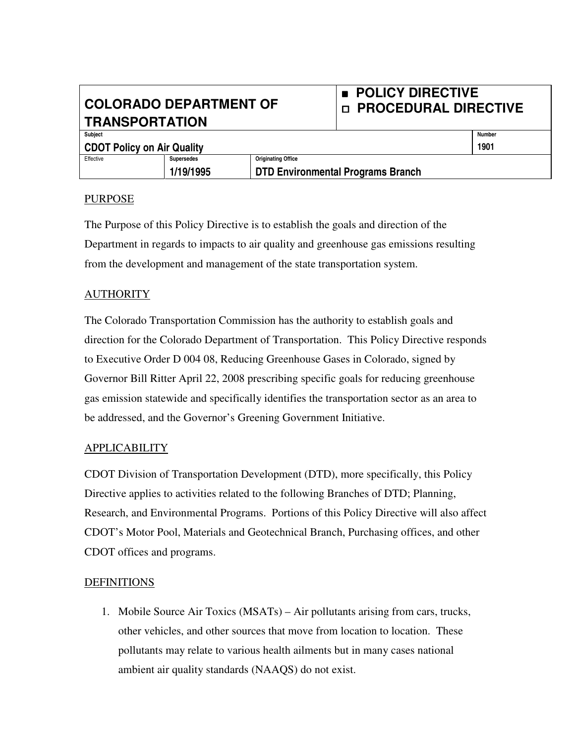| **COLORADO DEPARTMENT OF TRANSPORTATION** | | | ■ **POLICY DIRECTIVE** ◻ **PROCEDURAL DIRECTIVE** |
|---|---|---|---|
| Subject **CDOT Policy on Air Quality** | | | Number **1901** |
| Effective | Supersedes **1/19/1995** | Originating Office **DTD Environmental Programs Branch** | |

PURPOSE

The Purpose of this Policy Directive is to establish the goals and direction of the Department in regards to impacts to air quality and greenhouse gas emissions resulting from the development and management of the state transportation system.

AUTHORITY

The Colorado Transportation Commission has the authority to establish goals and direction for the Colorado Department of Transportation. This Policy Directive responds to Executive Order D 004 08, Reducing Greenhouse Gases in Colorado, signed by Governor Bill Ritter April 22, 2008 prescribing specific goals for reducing greenhouse gas emission statewide and specifically identifies the transportation sector as an area to be addressed, and the Governor's Greening Government Initiative.

APPLICABILITY

CDOT Division of Transportation Development (DTD), more specifically, this Policy Directive applies to activities related to the following Branches of DTD; Planning, Research, and Environmental Programs. Portions of this Policy Directive will also affect CDOT's Motor Pool, Materials and Geotechnical Branch, Purchasing offices, and other CDOT offices and programs.

DEFINITIONS

1. Mobile Source Air Toxics (MSATs) – Air pollutants arising from cars, trucks, other vehicles, and other sources that move from location to location. These pollutants may relate to various health ailments but in many cases national ambient air quality standards (NAAQS) do not exist.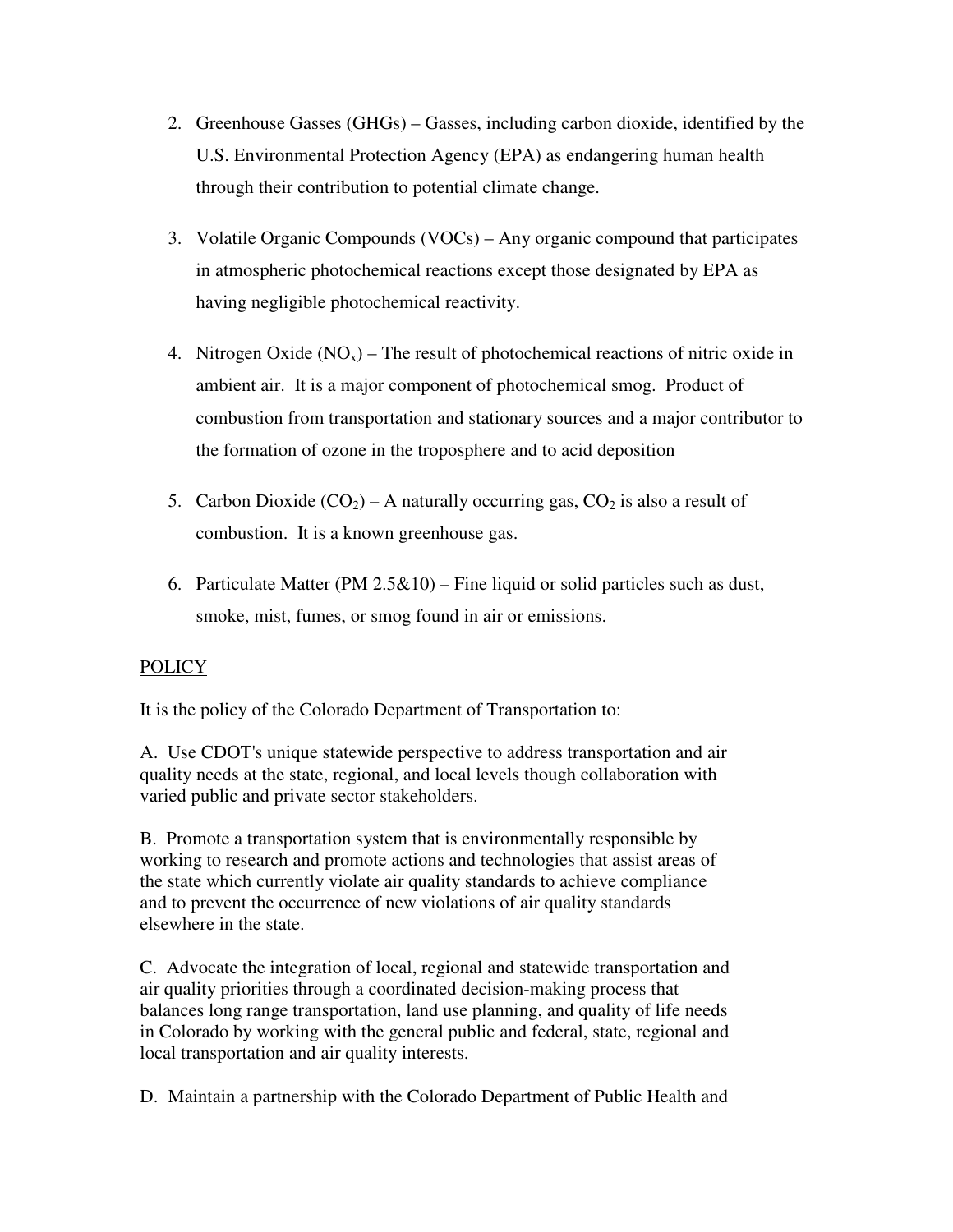2. Greenhouse Gasses (GHGs) – Gasses, including carbon dioxide, identified by the U.S. Environmental Protection Agency (EPA) as endangering human health through their contribution to potential climate change.

3. Volatile Organic Compounds (VOCs) – Any organic compound that participates in atmospheric photochemical reactions except those designated by EPA as having negligible photochemical reactivity.

4. Nitrogen Oxide ($NO_x$) – The result of photochemical reactions of nitric oxide in ambient air. It is a major component of photochemical smog. Product of combustion from transportation and stationary sources and a major contributor to the formation of ozone in the troposphere and to acid deposition

5. Carbon Dioxide ($CO_2$) – A naturally occurring gas, $CO_2$ is also a result of combustion. It is a known greenhouse gas.

6. Particulate Matter (PM 2.5&10) – Fine liquid or solid particles such as dust, smoke, mist, fumes, or smog found in air or emissions.

<u>POLICY</u>

It is the policy of the Colorado Department of Transportation to:

A. Use CDOT's unique statewide perspective to address transportation and air quality needs at the state, regional, and local levels though collaboration with varied public and private sector stakeholders.

B. Promote a transportation system that is environmentally responsible by working to research and promote actions and technologies that assist areas of the state which currently violate air quality standards to achieve compliance and to prevent the occurrence of new violations of air quality standards elsewhere in the state.

C. Advocate the integration of local, regional and statewide transportation and air quality priorities through a coordinated decision-making process that balances long range transportation, land use planning, and quality of life needs in Colorado by working with the general public and federal, state, regional and local transportation and air quality interests.

D. Maintain a partnership with the Colorado Department of Public Health and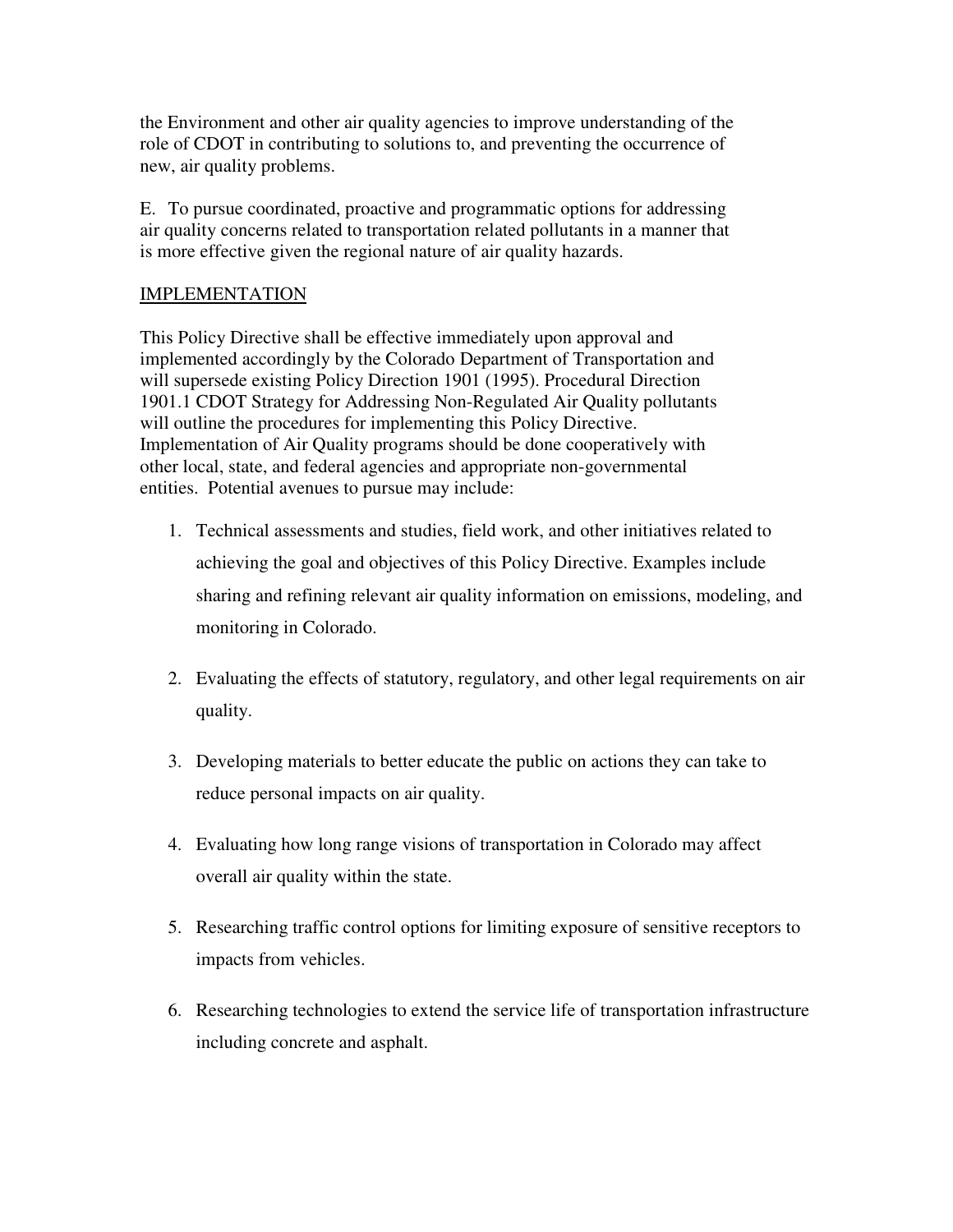the Environment and other air quality agencies to improve understanding of the role of CDOT in contributing to solutions to, and preventing the occurrence of new, air quality problems.

E. To pursue coordinated, proactive and programmatic options for addressing air quality concerns related to transportation related pollutants in a manner that is more effective given the regional nature of air quality hazards.

## IMPLEMENTATION

This Policy Directive shall be effective immediately upon approval and implemented accordingly by the Colorado Department of Transportation and will supersede existing Policy Direction 1901 (1995). Procedural Direction 1901.1 CDOT Strategy for Addressing Non-Regulated Air Quality pollutants will outline the procedures for implementing this Policy Directive. Implementation of Air Quality programs should be done cooperatively with other local, state, and federal agencies and appropriate non-governmental entities. Potential avenues to pursue may include:

1. Technical assessments and studies, field work, and other initiatives related to achieving the goal and objectives of this Policy Directive. Examples include sharing and refining relevant air quality information on emissions, modeling, and monitoring in Colorado.

2. Evaluating the effects of statutory, regulatory, and other legal requirements on air quality.

3. Developing materials to better educate the public on actions they can take to reduce personal impacts on air quality.

4. Evaluating how long range visions of transportation in Colorado may affect overall air quality within the state.

5. Researching traffic control options for limiting exposure of sensitive receptors to impacts from vehicles.

6. Researching technologies to extend the service life of transportation infrastructure including concrete and asphalt.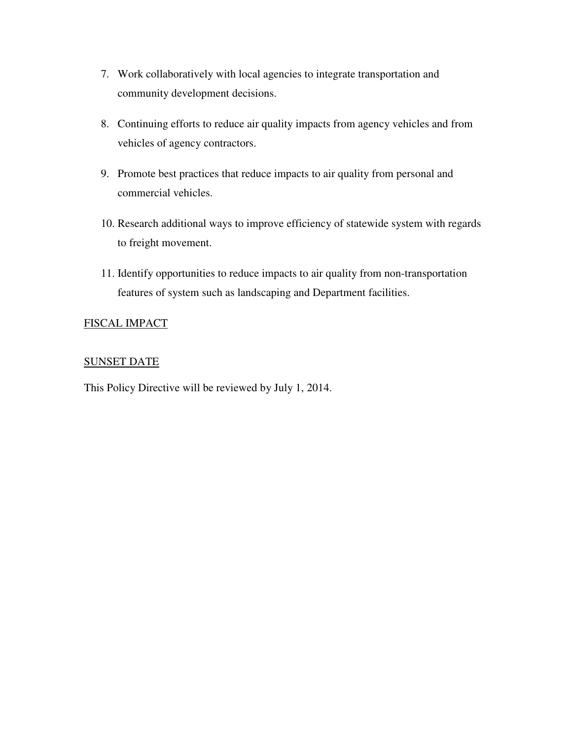7. Work collaboratively with local agencies to integrate transportation and community development decisions.

8. Continuing efforts to reduce air quality impacts from agency vehicles and from vehicles of agency contractors.

9. Promote best practices that reduce impacts to air quality from personal and commercial vehicles.

10. Research additional ways to improve efficiency of statewide system with regards to freight movement.

11. Identify opportunities to reduce impacts to air quality from non-transportation features of system such as landscaping and Department facilities.

<u>FISCAL IMPACT</u>

<u>SUNSET DATE</u>

This Policy Directive will be reviewed by July 1, 2014.